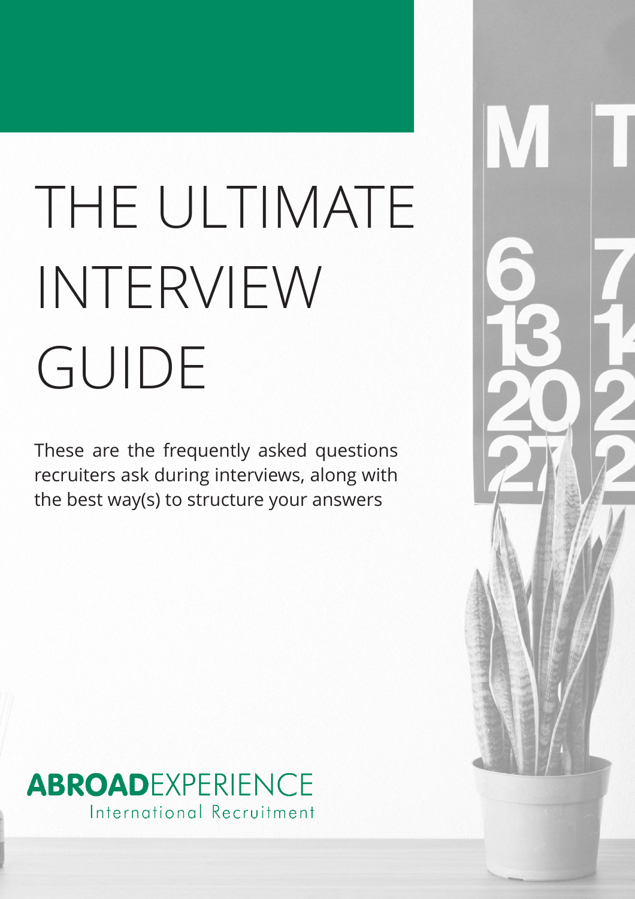# THE ULTIMATE INTERVIEW GUIDE

These are the frequently asked questions recruiters ask during interviews, along with the best way(s) to structure your answers

**ABROAD**EXPERIENCE
International Recruitment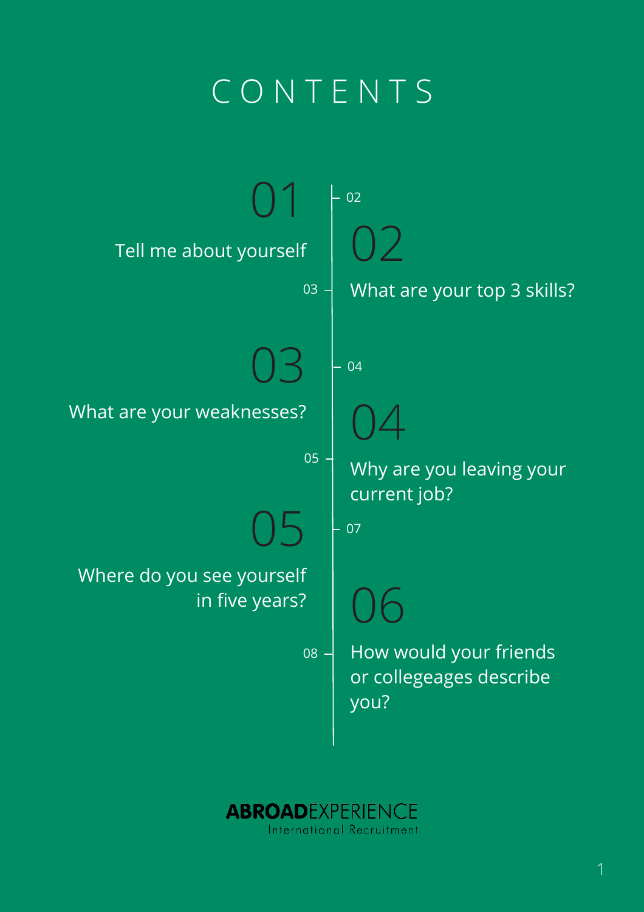# CONTENTS

**01** Tell me about yourself — 02

**02** What are your top 3 skills? — 03

**03** What are your weaknesses? — 04

**04** Why are you leaving your current job? — 05

**05** Where do you see yourself in five years? — 07

**06** How would your friends or collegeages describe you? — 08

**ABROAD**EXPERIENCE
International Recruitment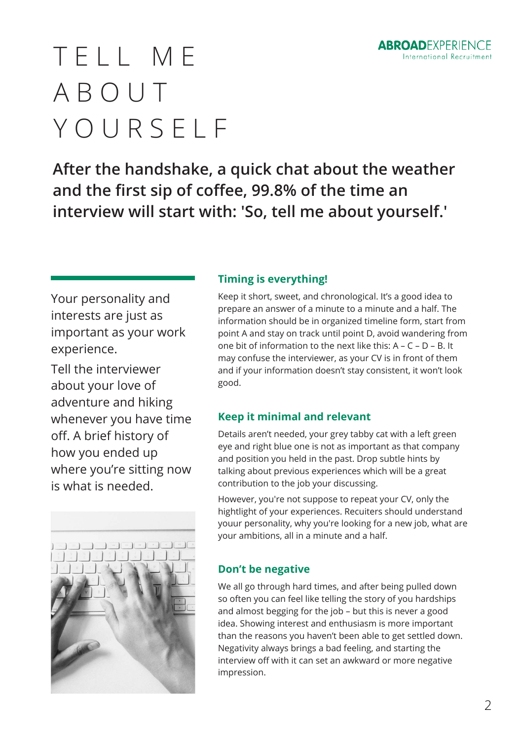# TELL ME ABOUT YOURSELF

**After the handshake, a quick chat about the weather and the first sip of coffee, 99.8% of the time an interview will start with: 'So, tell me about yourself.'**

Your personality and interests are just as important as your work experience.

Tell the interviewer about your love of adventure and hiking whenever you have time off. A brief history of how you ended up where you're sitting now is what is needed.

### Timing is everything!

Keep it short, sweet, and chronological. It's a good idea to prepare an answer of a minute to a minute and a half. The information should be in organized timeline form, start from point A and stay on track until point D, avoid wandering from one bit of information to the next like this: A – C – D – B. It may confuse the interviewer, as your CV is in front of them and if your information doesn't stay consistent, it won't look good.

### Keep it minimal and relevant

Details aren't needed, your grey tabby cat with a left green eye and right blue one is not as important as that company and position you held in the past. Drop subtle hints by talking about previous experiences which will be a great contribution to the job your discussing.

However, you're not suppose to repeat your CV, only the hightlight of your experiences. Recuiters should understand youur personality, why you're looking for a new job, what are your ambitions, all in a minute and a half.

### Don't be negative

We all go through hard times, and after being pulled down so often you can feel like telling the story of you hardships and almost begging for the job – but this is never a good idea. Showing interest and enthusiasm is more important than the reasons you haven't been able to get settled down. Negativity always brings a bad feeling, and starting the interview off with it can set an awkward or more negative impression.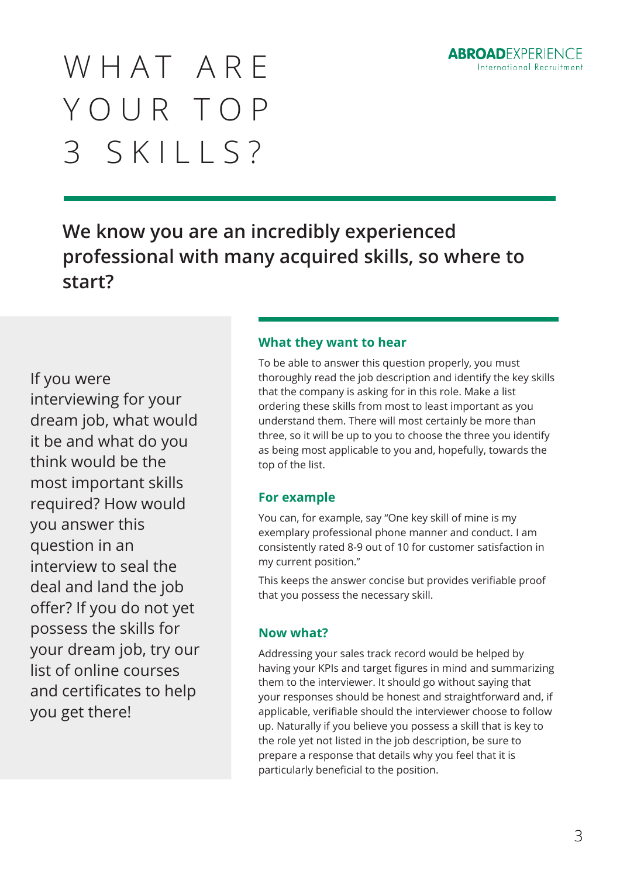# WHAT ARE YOUR TOP 3 SKILLS?

**We know you are an incredibly experienced professional with many acquired skills, so where to start?**

If you were interviewing for your dream job, what would it be and what do you think would be the most important skills required? How would you answer this question in an interview to seal the deal and land the job offer? If you do not yet possess the skills for your dream job, try our list of online courses and certificates to help you get there!

### What they want to hear

To be able to answer this question properly, you must thoroughly read the job description and identify the key skills that the company is asking for in this role. Make a list ordering these skills from most to least important as you understand them. There will most certainly be more than three, so it will be up to you to choose the three you identify as being most applicable to you and, hopefully, towards the top of the list.

### For example

You can, for example, say "One key skill of mine is my exemplary professional phone manner and conduct. I am consistently rated 8-9 out of 10 for customer satisfaction in my current position."

This keeps the answer concise but provides verifiable proof that you possess the necessary skill.

### Now what?

Addressing your sales track record would be helped by having your KPIs and target figures in mind and summarizing them to the interviewer. It should go without saying that your responses should be honest and straightforward and, if applicable, verifiable should the interviewer choose to follow up. Naturally if you believe you possess a skill that is key to the role yet not listed in the job description, be sure to prepare a response that details why you feel that it is particularly beneficial to the position.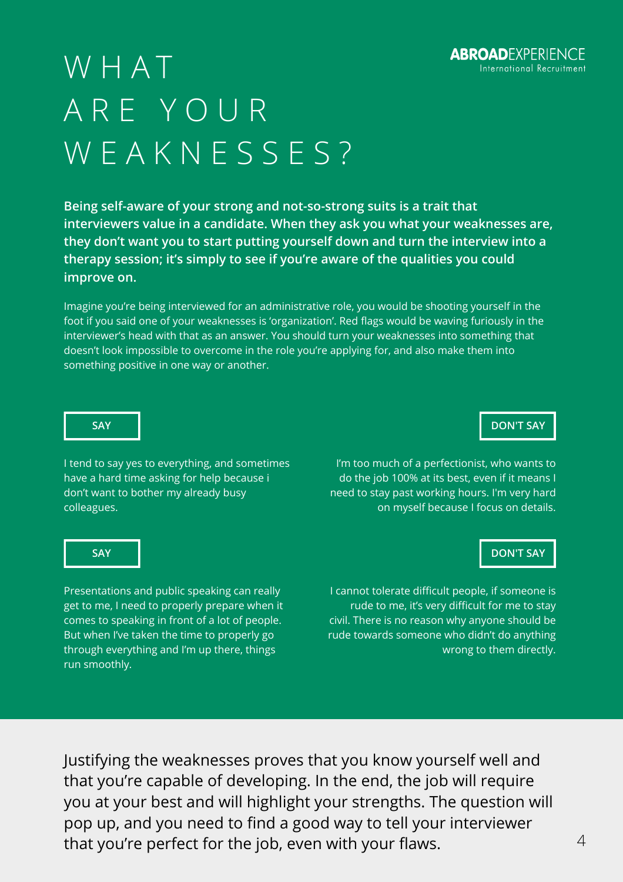# WHAT ARE YOUR WEAKNESSES?

**Being self-aware of your strong and not-so-strong suits is a trait that interviewers value in a candidate. When they ask you what your weaknesses are, they don't want you to start putting yourself down and turn the interview into a therapy session; it's simply to see if you're aware of the qualities you could improve on.**

Imagine you're being interviewed for an administrative role, you would be shooting yourself in the foot if you said one of your weaknesses is 'organization'. Red flags would be waving furiously in the interviewer's head with that as an answer. You should turn your weaknesses into something that doesn't look impossible to overcome in the role you're applying for, and also make them into something positive in one way or another.

**SAY**

I tend to say yes to everything, and sometimes have a hard time asking for help because i don't want to bother my already busy colleagues.

**DON'T SAY**

I'm too much of a perfectionist, who wants to do the job 100% at its best, even if it means I need to stay past working hours. I'm very hard on myself because I focus on details.

**SAY**

Presentations and public speaking can really get to me, I need to properly prepare when it comes to speaking in front of a lot of people. But when I've taken the time to properly go through everything and I'm up there, things run smoothly.

**DON'T SAY**

I cannot tolerate difficult people, if someone is rude to me, it's very difficult for me to stay civil. There is no reason why anyone should be rude towards someone who didn't do anything wrong to them directly.

Justifying the weaknesses proves that you know yourself well and that you're capable of developing. In the end, the job will require you at your best and will highlight your strengths. The question will pop up, and you need to find a good way to tell your interviewer that you're perfect for the job, even with your flaws.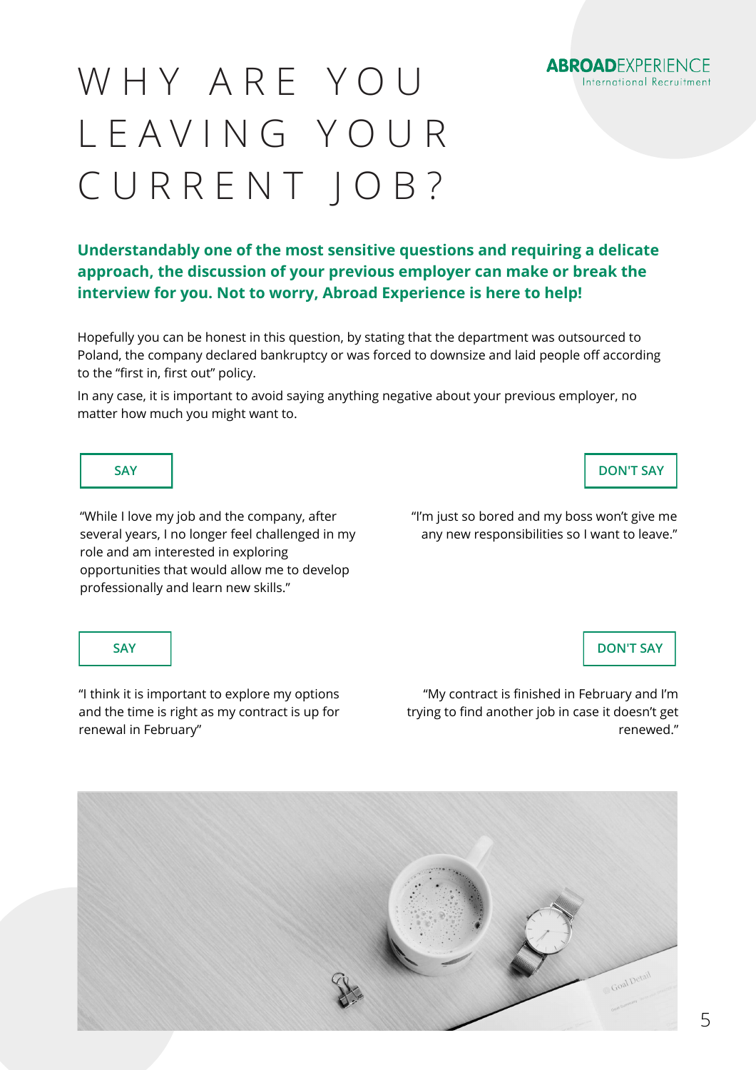# WHY ARE YOU LEAVING YOUR CURRENT JOB?

**Understandably one of the most sensitive questions and requiring a delicate approach, the discussion of your previous employer can make or break the interview for you. Not to worry, Abroad Experience is here to help!**

Hopefully you can be honest in this question, by stating that the department was outsourced to Poland, the company declared bankruptcy or was forced to downsize and laid people off according to the "first in, first out" policy.

In any case, it is important to avoid saying anything negative about your previous employer, no matter how much you might want to.

**SAY**

"While I love my job and the company, after several years, I no longer feel challenged in my role and am interested in exploring opportunities that would allow me to develop professionally and learn new skills."

**DON'T SAY**

"I'm just so bored and my boss won't give me any new responsibilities so I want to leave."

**SAY**

"I think it is important to explore my options and the time is right as my contract is up for renewal in February"

**DON'T SAY**

"My contract is finished in February and I'm trying to find another job in case it doesn't get renewed."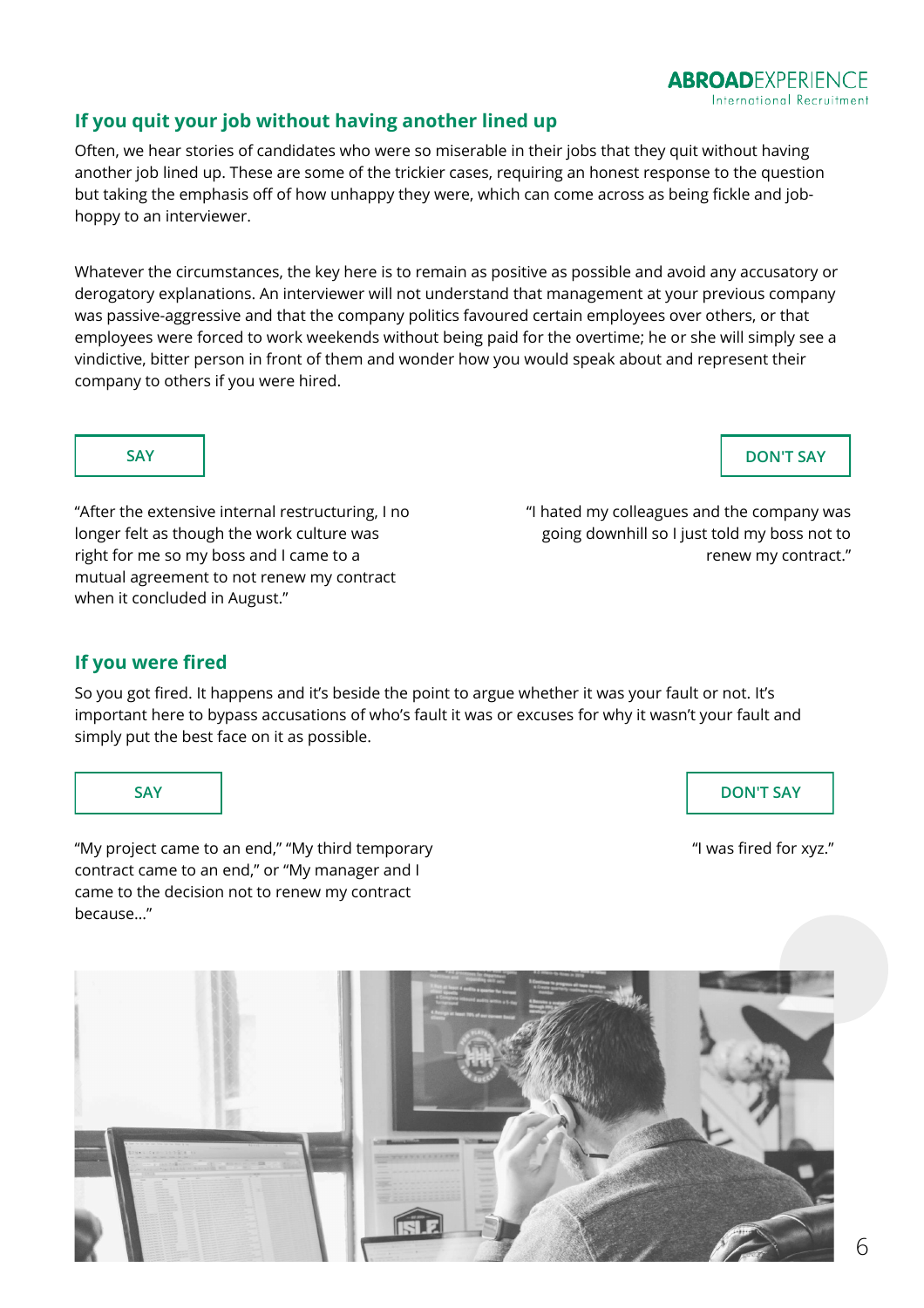## If you quit your job without having another lined up

Often, we hear stories of candidates who were so miserable in their jobs that they quit without having another job lined up. These are some of the trickier cases, requiring an honest response to the question but taking the emphasis off of how unhappy they were, which can come across as being fickle and job-hoppy to an interviewer.

Whatever the circumstances, the key here is to remain as positive as possible and avoid any accusatory or derogatory explanations. An interviewer will not understand that management at your previous company was passive-aggressive and that the company politics favoured certain employees over others, or that employees were forced to work weekends without being paid for the overtime; he or she will simply see a vindictive, bitter person in front of them and wonder how you would speak about and represent their company to others if you were hired.

**SAY**

"After the extensive internal restructuring, I no longer felt as though the work culture was right for me so my boss and I came to a mutual agreement to not renew my contract when it concluded in August."

**DON'T SAY**

"I hated my colleagues and the company was going downhill so I just told my boss not to renew my contract."

## If you were fired

So you got fired. It happens and it's beside the point to argue whether it was your fault or not. It's important here to bypass accusations of who's fault it was or excuses for why it wasn't your fault and simply put the best face on it as possible.

**SAY**

"My project came to an end," "My third temporary contract came to an end," or "My manager and I came to the decision not to renew my contract because..."

**DON'T SAY**

"I was fired for xyz."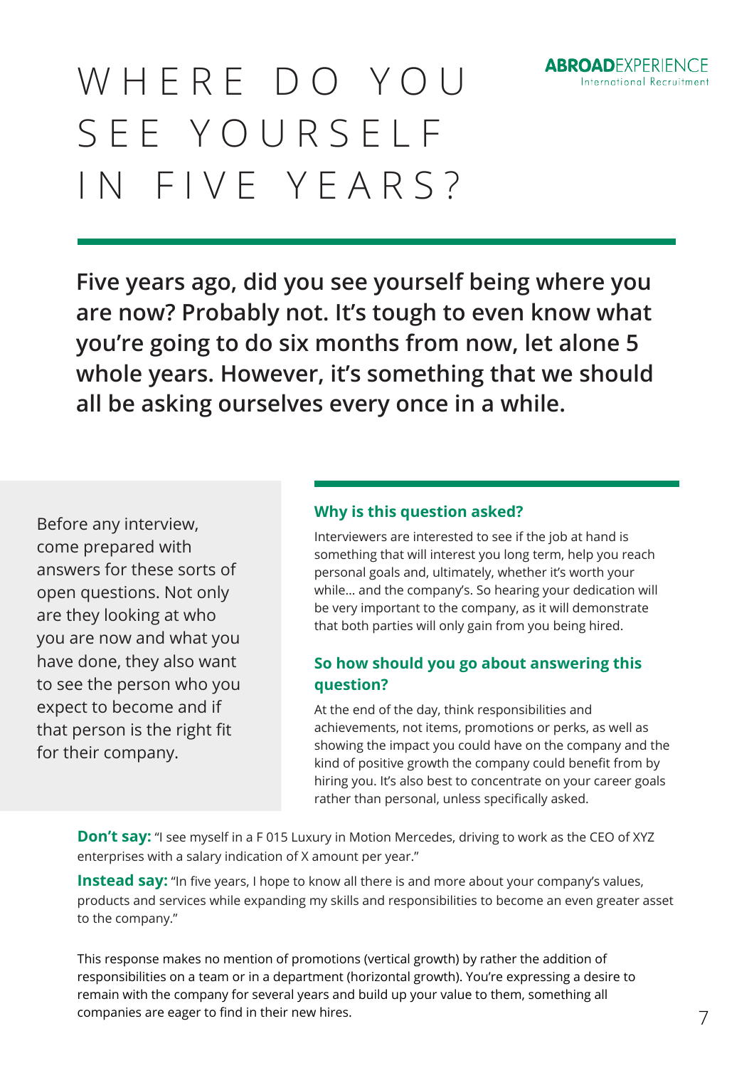# WHERE DO YOU SEE YOURSELF IN FIVE YEARS?

**Five years ago, did you see yourself being where you are now? Probably not. It's tough to even know what you're going to do six months from now, let alone 5 whole years. However, it's something that we should all be asking ourselves every once in a while.**

Before any interview, come prepared with answers for these sorts of open questions. Not only are they looking at who you are now and what you have done, they also want to see the person who you expect to become and if that person is the right fit for their company.

### Why is this question asked?

Interviewers are interested to see if the job at hand is something that will interest you long term, help you reach personal goals and, ultimately, whether it's worth your while... and the company's. So hearing your dedication will be very important to the company, as it will demonstrate that both parties will only gain from you being hired.

### So how should you go about answering this question?

At the end of the day, think responsibilities and achievements, not items, promotions or perks, as well as showing the impact you could have on the company and the kind of positive growth the company could benefit from by hiring you. It's also best to concentrate on your career goals rather than personal, unless specifically asked.

**Don't say:** "I see myself in a F 015 Luxury in Motion Mercedes, driving to work as the CEO of XYZ enterprises with a salary indication of X amount per year."

**Instead say:** "In five years, I hope to know all there is and more about your company's values, products and services while expanding my skills and responsibilities to become an even greater asset to the company."

This response makes no mention of promotions (vertical growth) by rather the addition of responsibilities on a team or in a department (horizontal growth). You're expressing a desire to remain with the company for several years and build up your value to them, something all companies are eager to find in their new hires.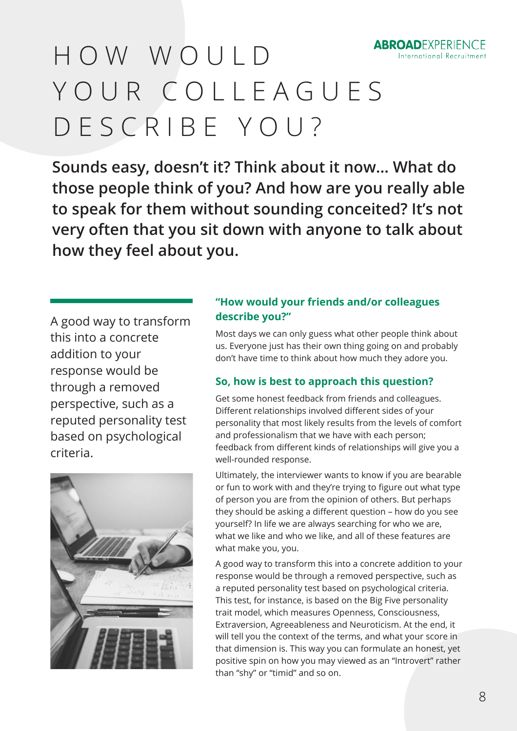# HOW WOULD YOUR COLLEAGUES DESCRIBE YOU?

**Sounds easy, doesn't it? Think about it now… What do those people think of you? And how are you really able to speak for them without sounding conceited? It's not very often that you sit down with anyone to talk about how they feel about you.**

A good way to transform this into a concrete addition to your response would be through a removed perspective, such as a reputed personality test based on psychological criteria.

### "How would your friends and/or colleagues describe you?"

Most days we can only guess what other people think about us. Everyone just has their own thing going on and probably don't have time to think about how much they adore you.

### So, how is best to approach this question?

Get some honest feedback from friends and colleagues. Different relationships involved different sides of your personality that most likely results from the levels of comfort and professionalism that we have with each person; feedback from different kinds of relationships will give you a well-rounded response.

Ultimately, the interviewer wants to know if you are bearable or fun to work with and they're trying to figure out what type of person you are from the opinion of others. But perhaps they should be asking a different question – how do you see yourself? In life we are always searching for who we are, what we like and who we like, and all of these features are what make you, you.

A good way to transform this into a concrete addition to your response would be through a removed perspective, such as a reputed personality test based on psychological criteria. This test, for instance, is based on the Big Five personality trait model, which measures Openness, Consciousness, Extraversion, Agreeableness and Neuroticism. At the end, it will tell you the context of the terms, and what your score in that dimension is. This way you can formulate an honest, yet positive spin on how you may viewed as an "Introvert" rather than "shy" or "timid" and so on.